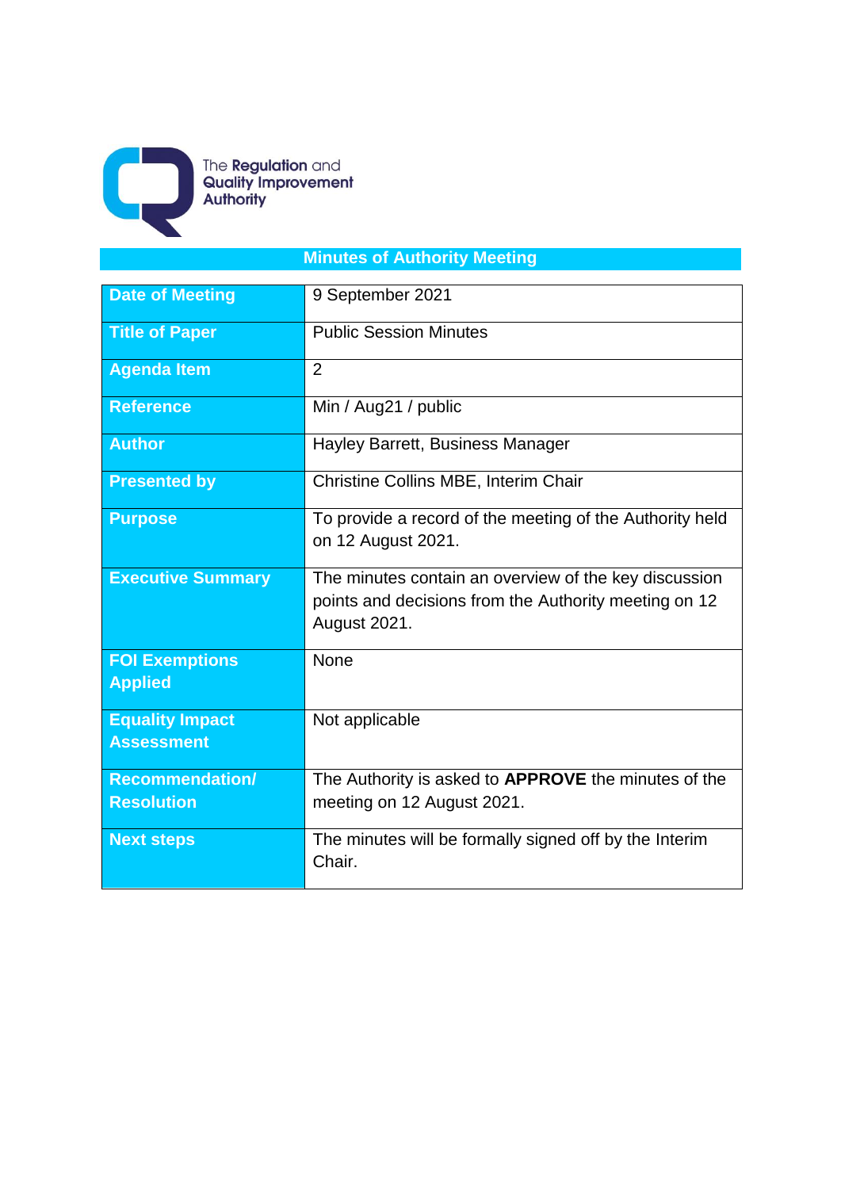The Regulation and Quality Improvement Authority

# Minutes of Authority Meeting

| Date of Meeting | 9 September 2021 |
|---|---|
| Title of Paper | Public Session Minutes |
| Agenda Item | 2 |
| Reference | Min / Aug21 / public |
| Author | Hayley Barrett, Business Manager |
| Presented by | Christine Collins MBE, Interim Chair |
| Purpose | To provide a record of the meeting of the Authority held on 12 August 2021. |
| Executive Summary | The minutes contain an overview of the key discussion points and decisions from the Authority meeting on 12 August 2021. |
| FOI Exemptions Applied | None |
| Equality Impact Assessment | Not applicable |
| Recommendation/ Resolution | The Authority is asked to **APPROVE** the minutes of the meeting on 12 August 2021. |
| Next steps | The minutes will be formally signed off by the Interim Chair. |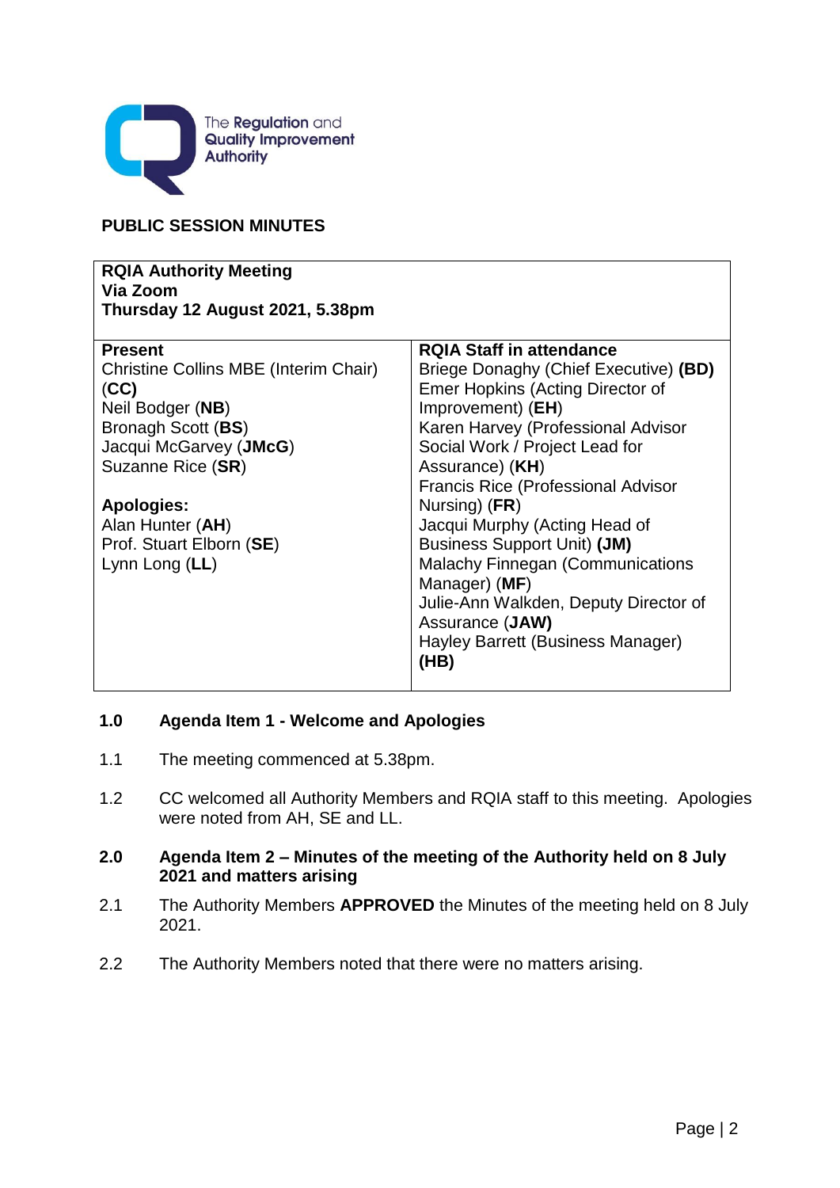The Regulation and Quality Improvement Authority

## PUBLIC SESSION MINUTES

| **RQIA Authority Meeting**<br>**Via Zoom**<br>**Thursday 12 August 2021, 5.38pm** | |
|---|---|
| **Present**<br>Christine Collins MBE (Interim Chair) (**CC**)<br>Neil Bodger (**NB**)<br>Bronagh Scott (**BS**)<br>Jacqui McGarvey (**JMcG**)<br>Suzanne Rice (**SR**)<br><br>**Apologies:**<br>Alan Hunter (**AH**)<br>Prof. Stuart Elborn (**SE**)<br>Lynn Long (**LL**) | **RQIA Staff in attendance**<br>Briege Donaghy (Chief Executive) **(BD)**<br>Emer Hopkins (Acting Director of Improvement) (**EH**)<br>Karen Harvey (Professional Advisor Social Work / Project Lead for Assurance) (**KH**)<br>Francis Rice (Professional Advisor Nursing) (**FR**)<br>Jacqui Murphy (Acting Head of Business Support Unit) **(JM)**<br>Malachy Finnegan (Communications Manager) (**MF**)<br>Julie-Ann Walkden, Deputy Director of Assurance (**JAW)**<br>Hayley Barrett (Business Manager) **(HB)** |

**1.0 Agenda Item 1 - Welcome and Apologies**

1.1 The meeting commenced at 5.38pm.

1.2 CC welcomed all Authority Members and RQIA staff to this meeting. Apologies were noted from AH, SE and LL.

**2.0 Agenda Item 2 – Minutes of the meeting of the Authority held on 8 July 2021 and matters arising**

2.1 The Authority Members **APPROVED** the Minutes of the meeting held on 8 July 2021.

2.2 The Authority Members noted that there were no matters arising.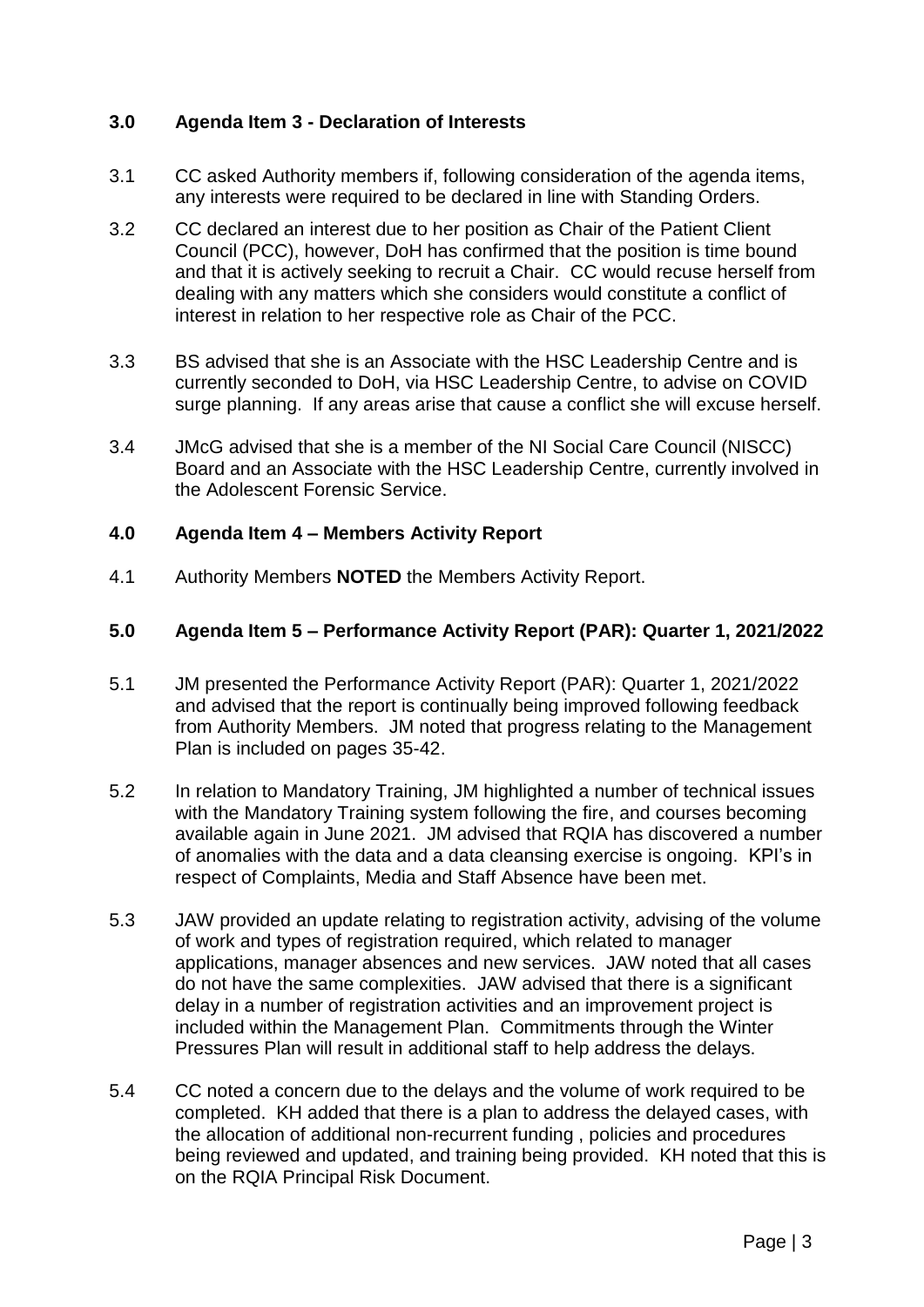## 3.0 Agenda Item 3 - Declaration of Interests

3.1 CC asked Authority members if, following consideration of the agenda items, any interests were required to be declared in line with Standing Orders.

3.2 CC declared an interest due to her position as Chair of the Patient Client Council (PCC), however, DoH has confirmed that the position is time bound and that it is actively seeking to recruit a Chair. CC would recuse herself from dealing with any matters which she considers would constitute a conflict of interest in relation to her respective role as Chair of the PCC.

3.3 BS advised that she is an Associate with the HSC Leadership Centre and is currently seconded to DoH, via HSC Leadership Centre, to advise on COVID surge planning. If any areas arise that cause a conflict she will excuse herself.

3.4 JMcG advised that she is a member of the NI Social Care Council (NISCC) Board and an Associate with the HSC Leadership Centre, currently involved in the Adolescent Forensic Service.

## 4.0 Agenda Item 4 – Members Activity Report

4.1 Authority Members **NOTED** the Members Activity Report.

## 5.0 Agenda Item 5 – Performance Activity Report (PAR): Quarter 1, 2021/2022

5.1 JM presented the Performance Activity Report (PAR): Quarter 1, 2021/2022 and advised that the report is continually being improved following feedback from Authority Members. JM noted that progress relating to the Management Plan is included on pages 35-42.

5.2 In relation to Mandatory Training, JM highlighted a number of technical issues with the Mandatory Training system following the fire, and courses becoming available again in June 2021. JM advised that RQIA has discovered a number of anomalies with the data and a data cleansing exercise is ongoing. KPI's in respect of Complaints, Media and Staff Absence have been met.

5.3 JAW provided an update relating to registration activity, advising of the volume of work and types of registration required, which related to manager applications, manager absences and new services. JAW noted that all cases do not have the same complexities. JAW advised that there is a significant delay in a number of registration activities and an improvement project is included within the Management Plan. Commitments through the Winter Pressures Plan will result in additional staff to help address the delays.

5.4 CC noted a concern due to the delays and the volume of work required to be completed. KH added that there is a plan to address the delayed cases, with the allocation of additional non-recurrent funding , policies and procedures being reviewed and updated, and training being provided. KH noted that this is on the RQIA Principal Risk Document.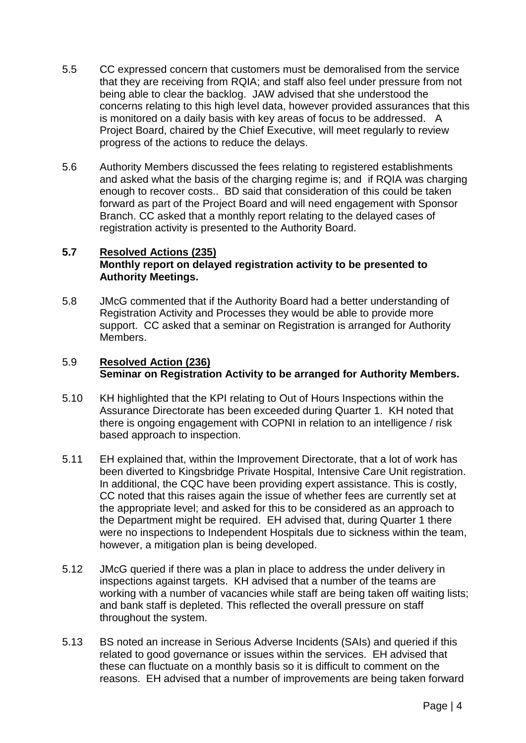5.5 CC expressed concern that customers must be demoralised from the service that they are receiving from RQIA; and staff also feel under pressure from not being able to clear the backlog. JAW advised that she understood the concerns relating to this high level data, however provided assurances that this is monitored on a daily basis with key areas of focus to be addressed. A Project Board, chaired by the Chief Executive, will meet regularly to review progress of the actions to reduce the delays.

5.6 Authority Members discussed the fees relating to registered establishments and asked what the basis of the charging regime is; and if RQIA was charging enough to recover costs.. BD said that consideration of this could be taken forward as part of the Project Board and will need engagement with Sponsor Branch. CC asked that a monthly report relating to the delayed cases of registration activity is presented to the Authority Board.

**5.7 <u>Resolved Actions (235)</u>**
**Monthly report on delayed registration activity to be presented to Authority Meetings.**

5.8 JMcG commented that if the Authority Board had a better understanding of Registration Activity and Processes they would be able to provide more support. CC asked that a seminar on Registration is arranged for Authority Members.

5.9 **<u>Resolved Action (236)</u>**
**Seminar on Registration Activity to be arranged for Authority Members.**

5.10 KH highlighted that the KPI relating to Out of Hours Inspections within the Assurance Directorate has been exceeded during Quarter 1. KH noted that there is ongoing engagement with COPNI in relation to an intelligence / risk based approach to inspection.

5.11 EH explained that, within the Improvement Directorate, that a lot of work has been diverted to Kingsbridge Private Hospital, Intensive Care Unit registration. In additional, the CQC have been providing expert assistance. This is costly, CC noted that this raises again the issue of whether fees are currently set at the appropriate level; and asked for this to be considered as an approach to the Department might be required. EH advised that, during Quarter 1 there were no inspections to Independent Hospitals due to sickness within the team, however, a mitigation plan is being developed.

5.12 JMcG queried if there was a plan in place to address the under delivery in inspections against targets. KH advised that a number of the teams are working with a number of vacancies while staff are being taken off waiting lists; and bank staff is depleted. This reflected the overall pressure on staff throughout the system.

5.13 BS noted an increase in Serious Adverse Incidents (SAIs) and queried if this related to good governance or issues within the services. EH advised that these can fluctuate on a monthly basis so it is difficult to comment on the reasons. EH advised that a number of improvements are being taken forward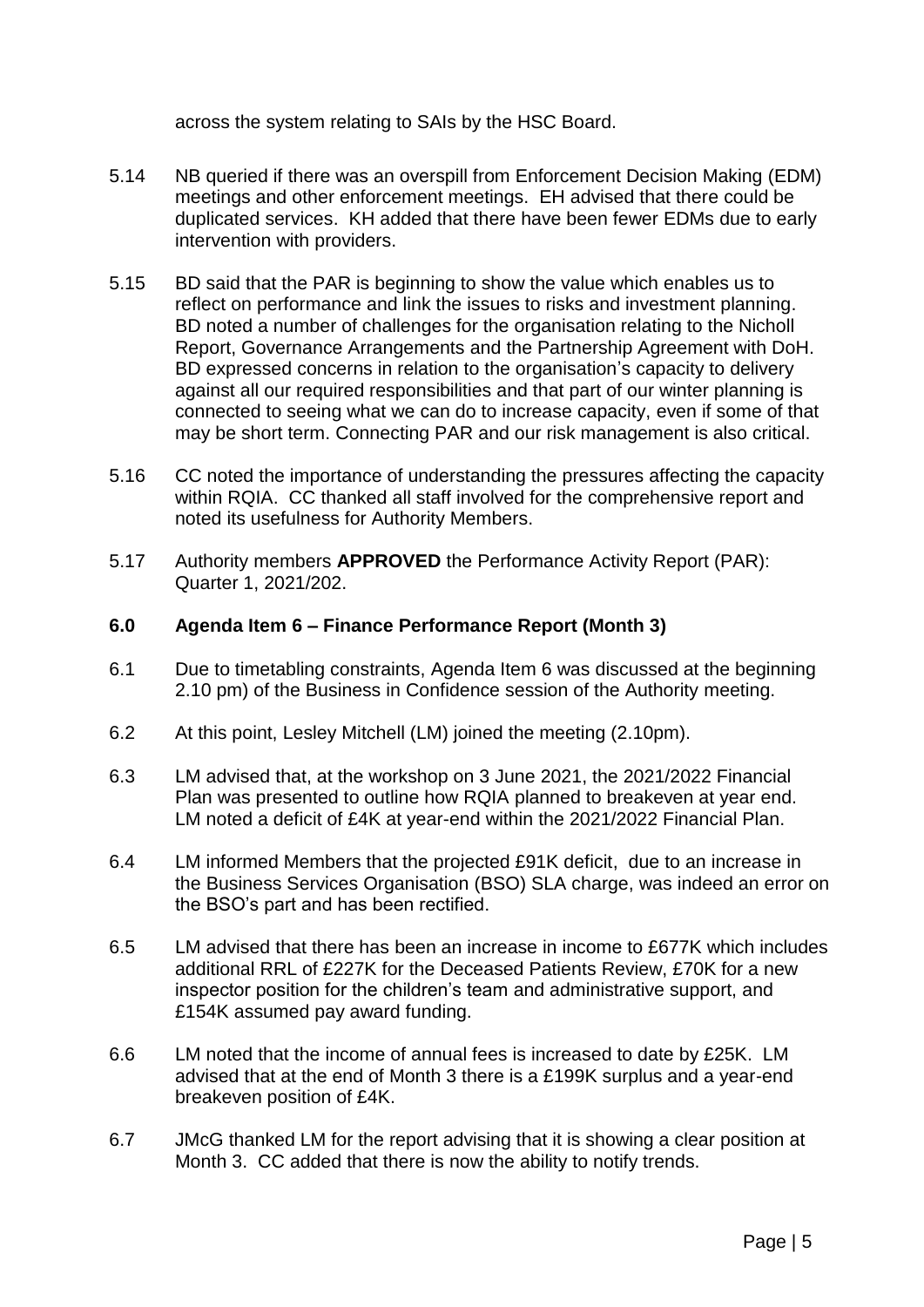across the system relating to SAIs by the HSC Board.

5.14 NB queried if there was an overspill from Enforcement Decision Making (EDM) meetings and other enforcement meetings. EH advised that there could be duplicated services. KH added that there have been fewer EDMs due to early intervention with providers.

5.15 BD said that the PAR is beginning to show the value which enables us to reflect on performance and link the issues to risks and investment planning. BD noted a number of challenges for the organisation relating to the Nicholl Report, Governance Arrangements and the Partnership Agreement with DoH. BD expressed concerns in relation to the organisation's capacity to delivery against all our required responsibilities and that part of our winter planning is connected to seeing what we can do to increase capacity, even if some of that may be short term. Connecting PAR and our risk management is also critical.

5.16 CC noted the importance of understanding the pressures affecting the capacity within RQIA. CC thanked all staff involved for the comprehensive report and noted its usefulness for Authority Members.

5.17 Authority members **APPROVED** the Performance Activity Report (PAR): Quarter 1, 2021/202.

## 6.0 Agenda Item 6 – Finance Performance Report (Month 3)

6.1 Due to timetabling constraints, Agenda Item 6 was discussed at the beginning 2.10 pm) of the Business in Confidence session of the Authority meeting.

6.2 At this point, Lesley Mitchell (LM) joined the meeting (2.10pm).

6.3 LM advised that, at the workshop on 3 June 2021, the 2021/2022 Financial Plan was presented to outline how RQIA planned to breakeven at year end. LM noted a deficit of £4K at year-end within the 2021/2022 Financial Plan.

6.4 LM informed Members that the projected £91K deficit, due to an increase in the Business Services Organisation (BSO) SLA charge, was indeed an error on the BSO's part and has been rectified.

6.5 LM advised that there has been an increase in income to £677K which includes additional RRL of £227K for the Deceased Patients Review, £70K for a new inspector position for the children's team and administrative support, and £154K assumed pay award funding.

6.6 LM noted that the income of annual fees is increased to date by £25K. LM advised that at the end of Month 3 there is a £199K surplus and a year-end breakeven position of £4K.

6.7 JMcG thanked LM for the report advising that it is showing a clear position at Month 3. CC added that there is now the ability to notify trends.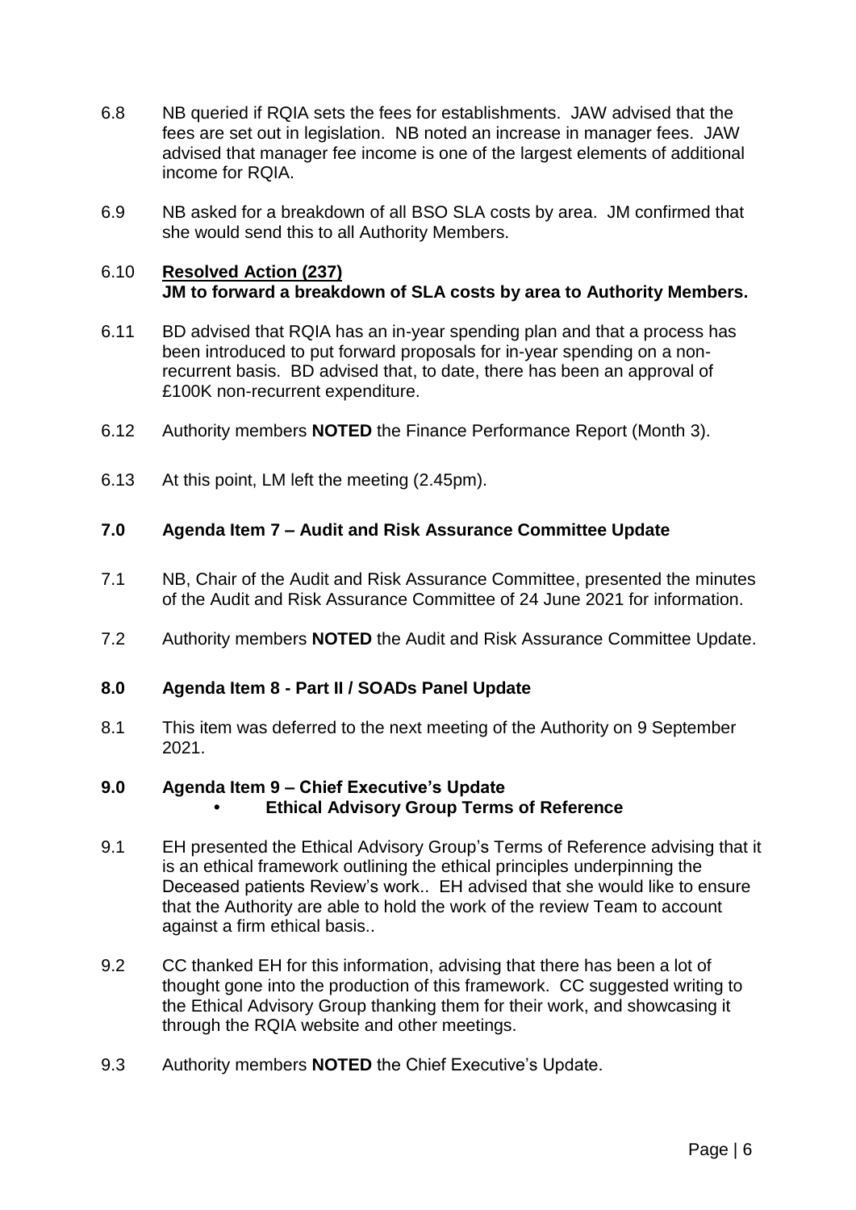6.8 NB queried if RQIA sets the fees for establishments. JAW advised that the fees are set out in legislation. NB noted an increase in manager fees. JAW advised that manager fee income is one of the largest elements of additional income for RQIA.

6.9 NB asked for a breakdown of all BSO SLA costs by area. JM confirmed that she would send this to all Authority Members.

6.10 **Resolved Action (237)**
**JM to forward a breakdown of SLA costs by area to Authority Members.**

6.11 BD advised that RQIA has an in-year spending plan and that a process has been introduced to put forward proposals for in-year spending on a non-recurrent basis. BD advised that, to date, there has been an approval of £100K non-recurrent expenditure.

6.12 Authority members **NOTED** the Finance Performance Report (Month 3).

6.13 At this point, LM left the meeting (2.45pm).

## 7.0 Agenda Item 7 – Audit and Risk Assurance Committee Update

7.1 NB, Chair of the Audit and Risk Assurance Committee, presented the minutes of the Audit and Risk Assurance Committee of 24 June 2021 for information.

7.2 Authority members **NOTED** the Audit and Risk Assurance Committee Update.

## 8.0 Agenda Item 8 - Part II / SOADs Panel Update

8.1 This item was deferred to the next meeting of the Authority on 9 September 2021.

## 9.0 Agenda Item 9 – Chief Executive's Update

- **Ethical Advisory Group Terms of Reference**

9.1 EH presented the Ethical Advisory Group's Terms of Reference advising that it is an ethical framework outlining the ethical principles underpinning the Deceased patients Review's work.. EH advised that she would like to ensure that the Authority are able to hold the work of the review Team to account against a firm ethical basis..

9.2 CC thanked EH for this information, advising that there has been a lot of thought gone into the production of this framework. CC suggested writing to the Ethical Advisory Group thanking them for their work, and showcasing it through the RQIA website and other meetings.

9.3 Authority members **NOTED** the Chief Executive's Update.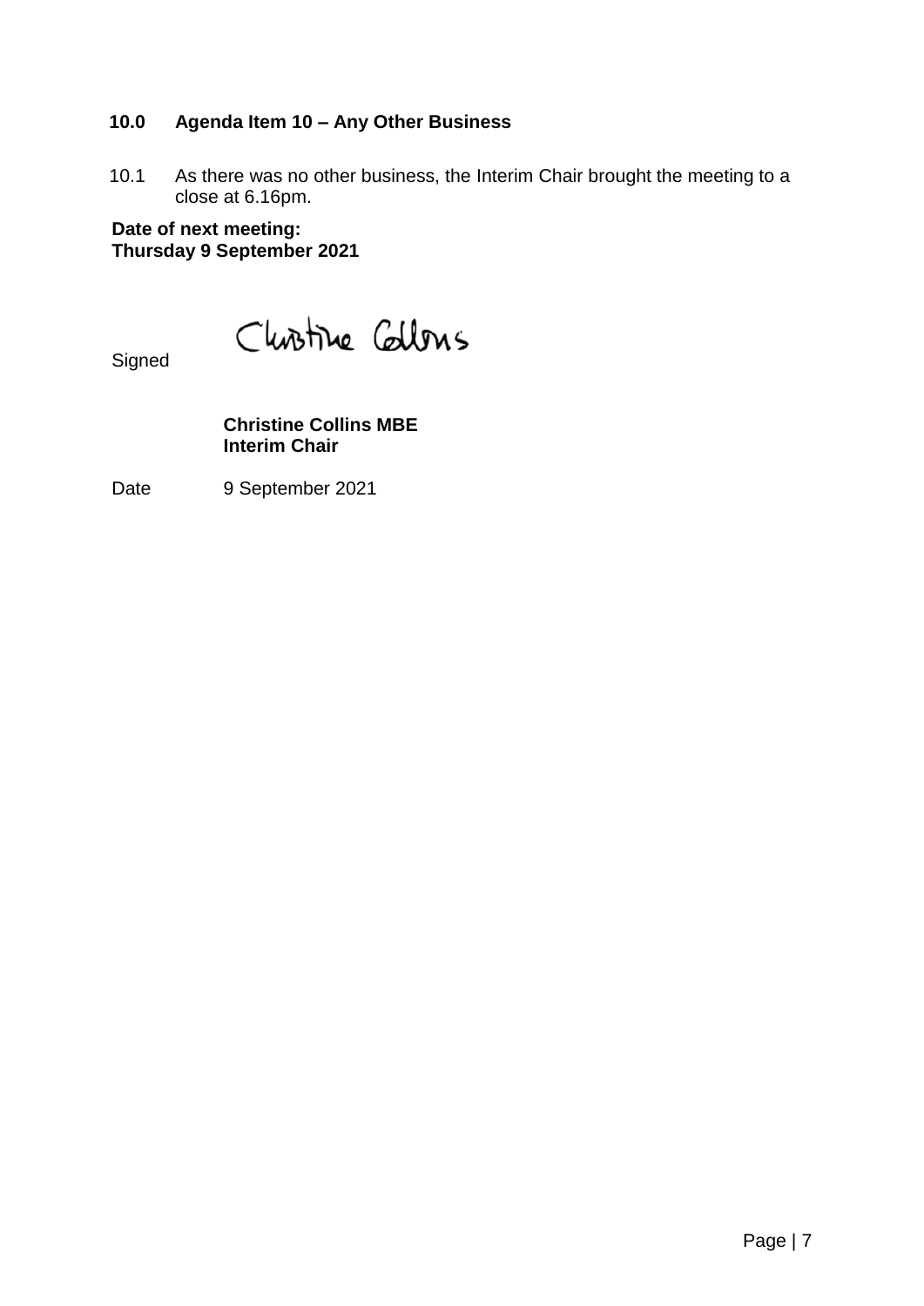### 10.0 Agenda Item 10 – Any Other Business

10.1 As there was no other business, the Interim Chair brought the meeting to a close at 6.16pm.

**Date of next meeting:**
**Thursday 9 September 2021**

Signed Christine Collins

**Christine Collins MBE**
**Interim Chair**

Date 9 September 2021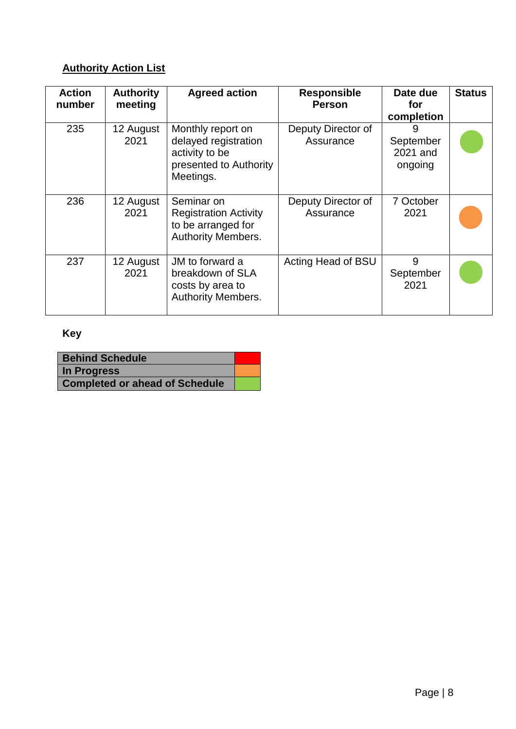**Authority Action List**

| Action number | Authority meeting | Agreed action | Responsible Person | Date due for completion | Status |
|---|---|---|---|---|---|
| 235 | 12 August 2021 | Monthly report on delayed registration activity to be presented to Authority Meetings. | Deputy Director of Assurance | 9 September 2021 and ongoing | Completed or ahead of Schedule (green) |
| 236 | 12 August 2021 | Seminar on Registration Activity to be arranged for Authority Members. | Deputy Director of Assurance | 7 October 2021 | In Progress (amber) |
| 237 | 12 August 2021 | JM to forward a breakdown of SLA costs by area to Authority Members. | Acting Head of BSU | 9 September 2021 | Completed or ahead of Schedule (green) |

**Key**

| | |
|---|---|
| **Behind Schedule** | Red |
| **In Progress** | Amber |
| **Completed or ahead of Schedule** | Green |